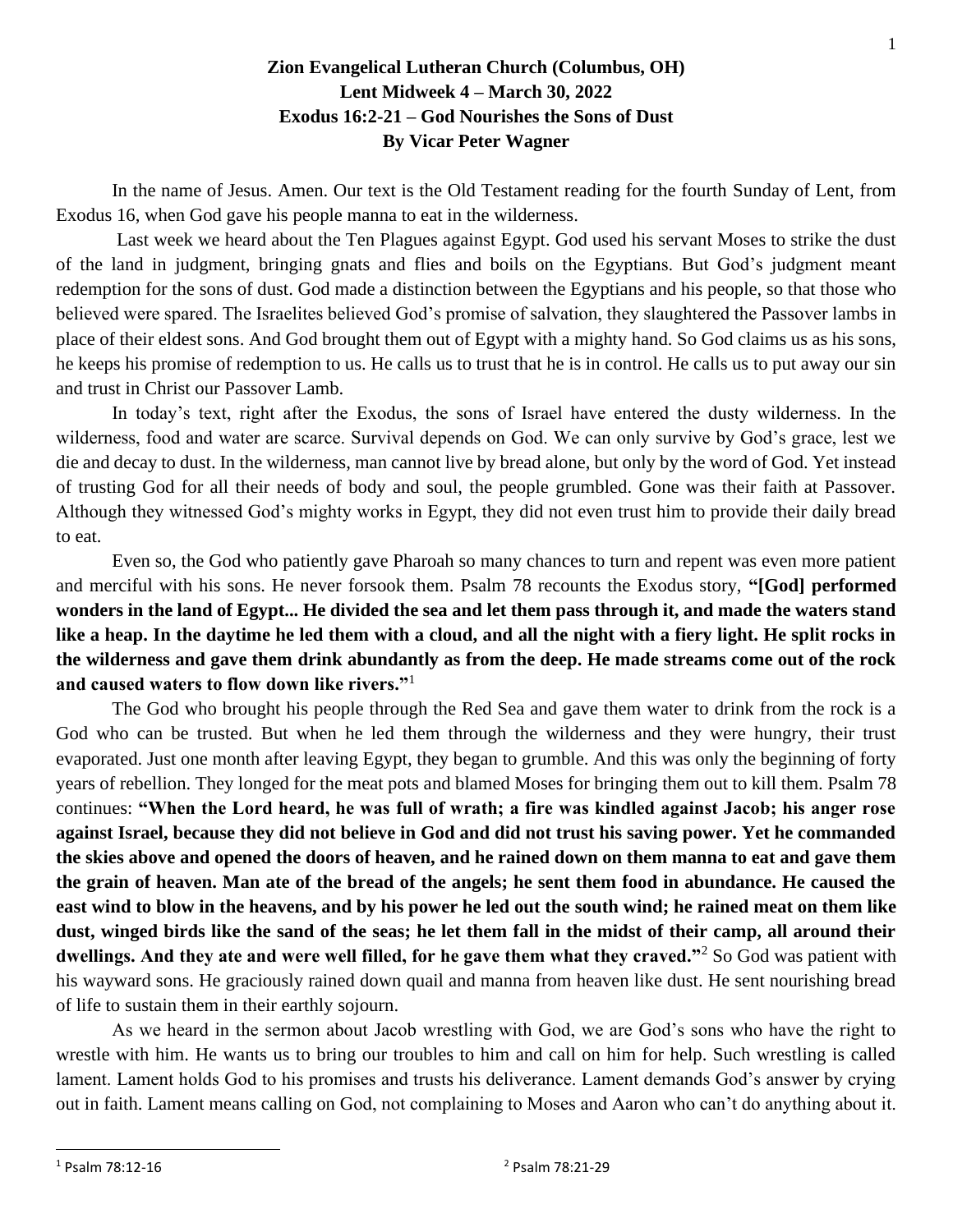**Zion Evangelical Lutheran Church (Columbus, OH)**
**Lent Midweek 4 – March 30, 2022**
**Exodus 16:2-21 – God Nourishes the Sons of Dust**
**By Vicar Peter Wagner**

In the name of Jesus. Amen. Our text is the Old Testament reading for the fourth Sunday of Lent, from Exodus 16, when God gave his people manna to eat in the wilderness.

Last week we heard about the Ten Plagues against Egypt. God used his servant Moses to strike the dust of the land in judgment, bringing gnats and flies and boils on the Egyptians. But God's judgment meant redemption for the sons of dust. God made a distinction between the Egyptians and his people, so that those who believed were spared. The Israelites believed God's promise of salvation, they slaughtered the Passover lambs in place of their eldest sons. And God brought them out of Egypt with a mighty hand. So God claims us as his sons, he keeps his promise of redemption to us. He calls us to trust that he is in control. He calls us to put away our sin and trust in Christ our Passover Lamb.

In today's text, right after the Exodus, the sons of Israel have entered the dusty wilderness. In the wilderness, food and water are scarce. Survival depends on God. We can only survive by God's grace, lest we die and decay to dust. In the wilderness, man cannot live by bread alone, but only by the word of God. Yet instead of trusting God for all their needs of body and soul, the people grumbled. Gone was their faith at Passover. Although they witnessed God's mighty works in Egypt, they did not even trust him to provide their daily bread to eat.

Even so, the God who patiently gave Pharoah so many chances to turn and repent was even more patient and merciful with his sons. He never forsook them. Psalm 78 recounts the Exodus story, **"[God] performed wonders in the land of Egypt... He divided the sea and let them pass through it, and made the waters stand like a heap. In the daytime he led them with a cloud, and all the night with a fiery light. He split rocks in the wilderness and gave them drink abundantly as from the deep. He made streams come out of the rock and caused waters to flow down like rivers."**[1]

The God who brought his people through the Red Sea and gave them water to drink from the rock is a God who can be trusted. But when he led them through the wilderness and they were hungry, their trust evaporated. Just one month after leaving Egypt, they began to grumble. And this was only the beginning of forty years of rebellion. They longed for the meat pots and blamed Moses for bringing them out to kill them. Psalm 78 continues: **"When the Lord heard, he was full of wrath; a fire was kindled against Jacob; his anger rose against Israel, because they did not believe in God and did not trust his saving power. Yet he commanded the skies above and opened the doors of heaven, and he rained down on them manna to eat and gave them the grain of heaven. Man ate of the bread of the angels; he sent them food in abundance. He caused the east wind to blow in the heavens, and by his power he led out the south wind; he rained meat on them like dust, winged birds like the sand of the seas; he let them fall in the midst of their camp, all around their dwellings. And they ate and were well filled, for he gave them what they craved."**[2] So God was patient with his wayward sons. He graciously rained down quail and manna from heaven like dust. He sent nourishing bread of life to sustain them in their earthly sojourn.

As we heard in the sermon about Jacob wrestling with God, we are God's sons who have the right to wrestle with him. He wants us to bring our troubles to him and call on him for help. Such wrestling is called lament. Lament holds God to his promises and trusts his deliverance. Lament demands God's answer by crying out in faith. Lament means calling on God, not complaining to Moses and Aaron who can't do anything about it.

---

[1] Psalm 78:12-16

[2] Psalm 78:21-29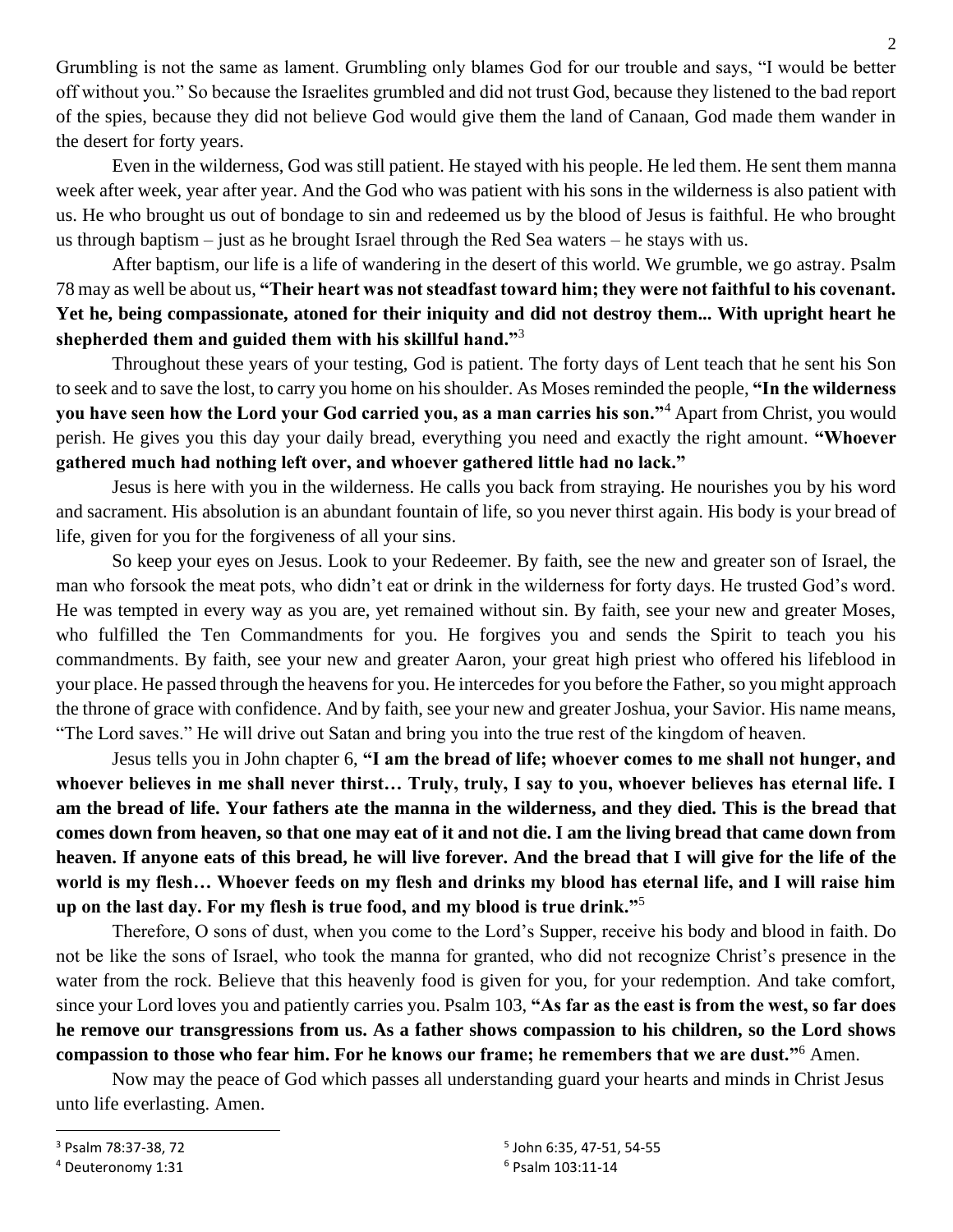Grumbling is not the same as lament. Grumbling only blames God for our trouble and says, "I would be better off without you." So because the Israelites grumbled and did not trust God, because they listened to the bad report of the spies, because they did not believe God would give them the land of Canaan, God made them wander in the desert for forty years.

Even in the wilderness, God was still patient. He stayed with his people. He led them. He sent them manna week after week, year after year. And the God who was patient with his sons in the wilderness is also patient with us. He who brought us out of bondage to sin and redeemed us by the blood of Jesus is faithful. He who brought us through baptism – just as he brought Israel through the Red Sea waters – he stays with us.

After baptism, our life is a life of wandering in the desert of this world. We grumble, we go astray. Psalm 78 may as well be about us, **"Their heart was not steadfast toward him; they were not faithful to his covenant. Yet he, being compassionate, atoned for their iniquity and did not destroy them... With upright heart he shepherded them and guided them with his skillful hand."**[3]

Throughout these years of your testing, God is patient. The forty days of Lent teach that he sent his Son to seek and to save the lost, to carry you home on his shoulder. As Moses reminded the people, **"In the wilderness you have seen how the Lord your God carried you, as a man carries his son."**[4] Apart from Christ, you would perish. He gives you this day your daily bread, everything you need and exactly the right amount. **"Whoever gathered much had nothing left over, and whoever gathered little had no lack."**

Jesus is here with you in the wilderness. He calls you back from straying. He nourishes you by his word and sacrament. His absolution is an abundant fountain of life, so you never thirst again. His body is your bread of life, given for you for the forgiveness of all your sins.

So keep your eyes on Jesus. Look to your Redeemer. By faith, see the new and greater son of Israel, the man who forsook the meat pots, who didn't eat or drink in the wilderness for forty days. He trusted God's word. He was tempted in every way as you are, yet remained without sin. By faith, see your new and greater Moses, who fulfilled the Ten Commandments for you. He forgives you and sends the Spirit to teach you his commandments. By faith, see your new and greater Aaron, your great high priest who offered his lifeblood in your place. He passed through the heavens for you. He intercedes for you before the Father, so you might approach the throne of grace with confidence. And by faith, see your new and greater Joshua, your Savior. His name means, "The Lord saves." He will drive out Satan and bring you into the true rest of the kingdom of heaven.

Jesus tells you in John chapter 6, **"I am the bread of life; whoever comes to me shall not hunger, and whoever believes in me shall never thirst… Truly, truly, I say to you, whoever believes has eternal life. I am the bread of life. Your fathers ate the manna in the wilderness, and they died. This is the bread that comes down from heaven, so that one may eat of it and not die. I am the living bread that came down from heaven. If anyone eats of this bread, he will live forever. And the bread that I will give for the life of the world is my flesh… Whoever feeds on my flesh and drinks my blood has eternal life, and I will raise him up on the last day. For my flesh is true food, and my blood is true drink."**[5]

Therefore, O sons of dust, when you come to the Lord's Supper, receive his body and blood in faith. Do not be like the sons of Israel, who took the manna for granted, who did not recognize Christ's presence in the water from the rock. Believe that this heavenly food is given for you, for your redemption. And take comfort, since your Lord loves you and patiently carries you. Psalm 103, **"As far as the east is from the west, so far does he remove our transgressions from us. As a father shows compassion to his children, so the Lord shows compassion to those who fear him. For he knows our frame; he remembers that we are dust."**[6] Amen.

Now may the peace of God which passes all understanding guard your hearts and minds in Christ Jesus unto life everlasting. Amen.

---

[3] Psalm 78:37-38, 72

[4] Deuteronomy 1:31

[5] John 6:35, 47-51, 54-55

[6] Psalm 103:11-14